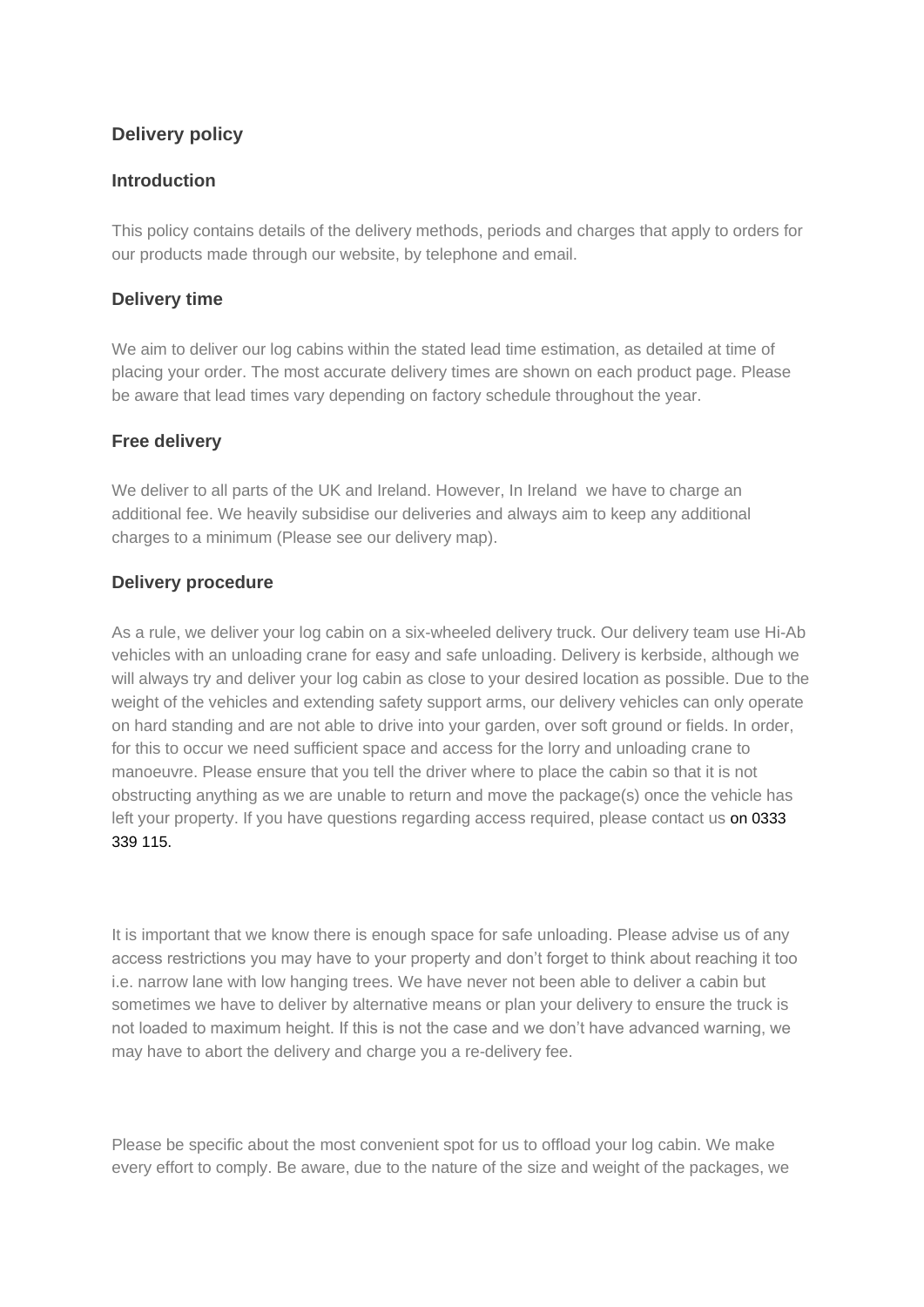# Delivery policy

## Introduction

This policy contains details of the delivery methods, periods and charges that apply to orders for our products made through our website, by telephone and email.

## Delivery time

We aim to deliver our log cabins within the stated lead time estimation, as detailed at time of placing your order. The most accurate delivery times are shown on each product page. Please be aware that lead times vary depending on factory schedule throughout the year.

## Free delivery

We deliver to all parts of the UK and Ireland. However, In Ireland  we have to charge an additional fee. We heavily subsidise our deliveries and always aim to keep any additional charges to a minimum (Please see our delivery map).

## Delivery procedure

As a rule, we deliver your log cabin on a six-wheeled delivery truck. Our delivery team use Hi-Ab vehicles with an unloading crane for easy and safe unloading. Delivery is kerbside, although we will always try and deliver your log cabin as close to your desired location as possible. Due to the weight of the vehicles and extending safety support arms, our delivery vehicles can only operate on hard standing and are not able to drive into your garden, over soft ground or fields. In order, for this to occur we need sufficient space and access for the lorry and unloading crane to manoeuvre. Please ensure that you tell the driver where to place the cabin so that it is not obstructing anything as we are unable to return and move the package(s) once the vehicle has left your property. If you have questions regarding access required, please contact us on 0333 339 115.

It is important that we know there is enough space for safe unloading. Please advise us of any access restrictions you may have to your property and don't forget to think about reaching it too i.e. narrow lane with low hanging trees. We have never not been able to deliver a cabin but sometimes we have to deliver by alternative means or plan your delivery to ensure the truck is not loaded to maximum height. If this is not the case and we don't have advanced warning, we may have to abort the delivery and charge you a re-delivery fee.

Please be specific about the most convenient spot for us to offload your log cabin. We make every effort to comply. Be aware, due to the nature of the size and weight of the packages, we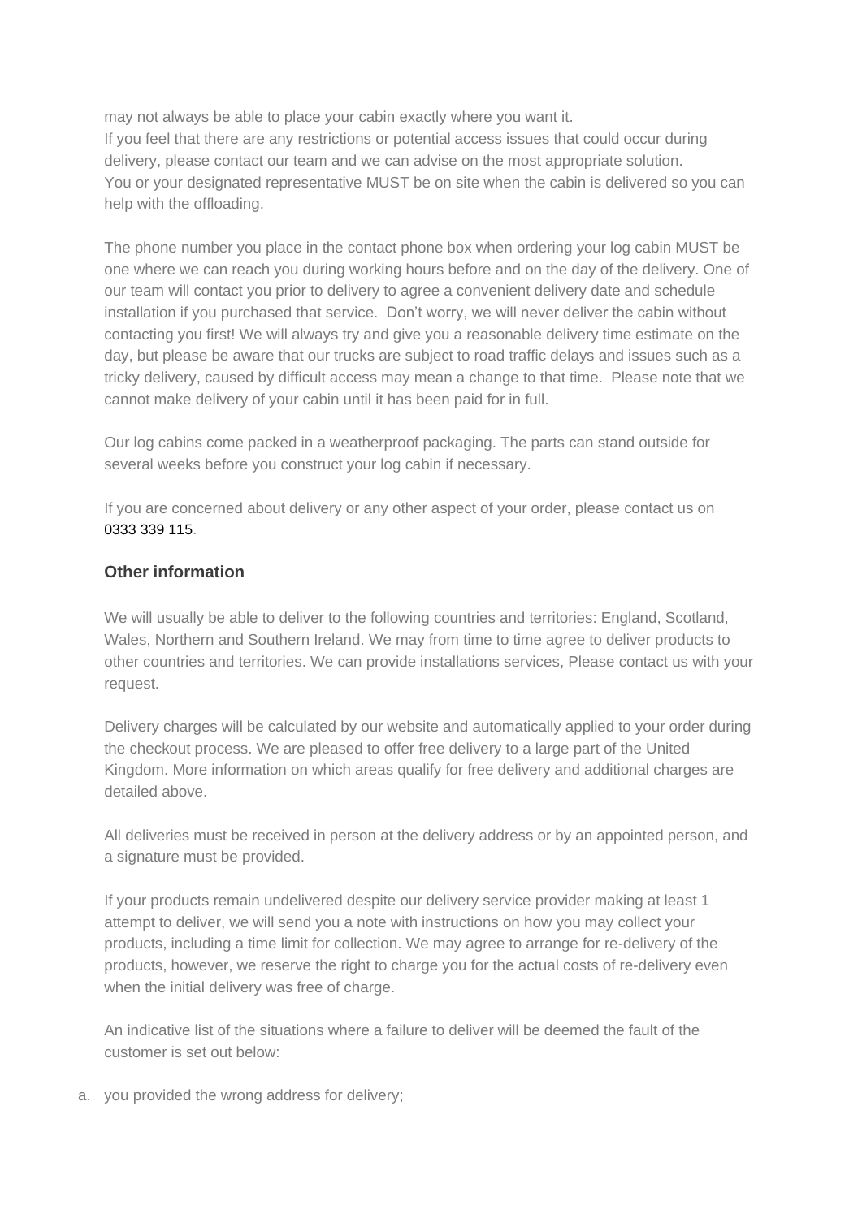may not always be able to place your cabin exactly where you want it.
If you feel that there are any restrictions or potential access issues that could occur during delivery, please contact our team and we can advise on the most appropriate solution.
You or your designated representative MUST be on site when the cabin is delivered so you can help with the offloading.

The phone number you place in the contact phone box when ordering your log cabin MUST be one where we can reach you during working hours before and on the day of the delivery. One of our team will contact you prior to delivery to agree a convenient delivery date and schedule installation if you purchased that service. Don't worry, we will never deliver the cabin without contacting you first! We will always try and give you a reasonable delivery time estimate on the day, but please be aware that our trucks are subject to road traffic delays and issues such as a tricky delivery, caused by difficult access may mean a change to that time. Please note that we cannot make delivery of your cabin until it has been paid for in full.

Our log cabins come packed in a weatherproof packaging. The parts can stand outside for several weeks before you construct your log cabin if necessary.

If you are concerned about delivery or any other aspect of your order, please contact us on 0333 339 115.

### Other information

We will usually be able to deliver to the following countries and territories: England, Scotland, Wales, Northern and Southern Ireland. We may from time to time agree to deliver products to other countries and territories. We can provide installations services, Please contact us with your request.

Delivery charges will be calculated by our website and automatically applied to your order during the checkout process. We are pleased to offer free delivery to a large part of the United Kingdom. More information on which areas qualify for free delivery and additional charges are detailed above.

All deliveries must be received in person at the delivery address or by an appointed person, and a signature must be provided.

If your products remain undelivered despite our delivery service provider making at least 1 attempt to deliver, we will send you a note with instructions on how you may collect your products, including a time limit for collection. We may agree to arrange for re-delivery of the products, however, we reserve the right to charge you for the actual costs of re-delivery even when the initial delivery was free of charge.

An indicative list of the situations where a failure to deliver will be deemed the fault of the customer is set out below:

a. you provided the wrong address for delivery;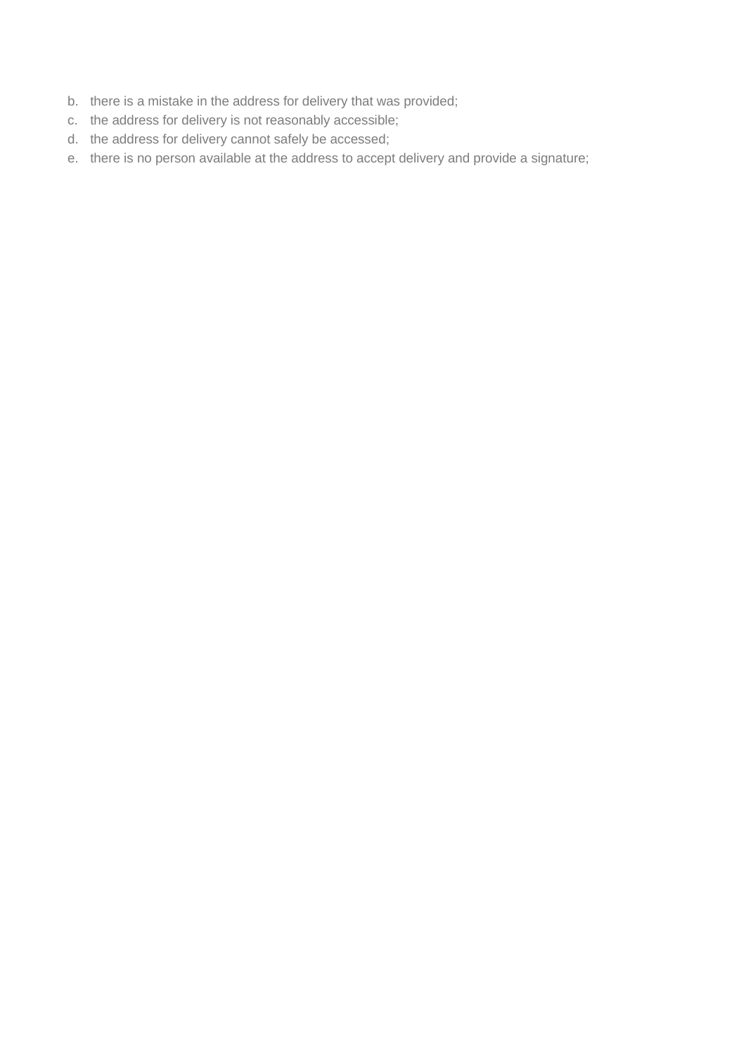b. there is a mistake in the address for delivery that was provided;
c. the address for delivery is not reasonably accessible;
d. the address for delivery cannot safely be accessed;
e. there is no person available at the address to accept delivery and provide a signature;